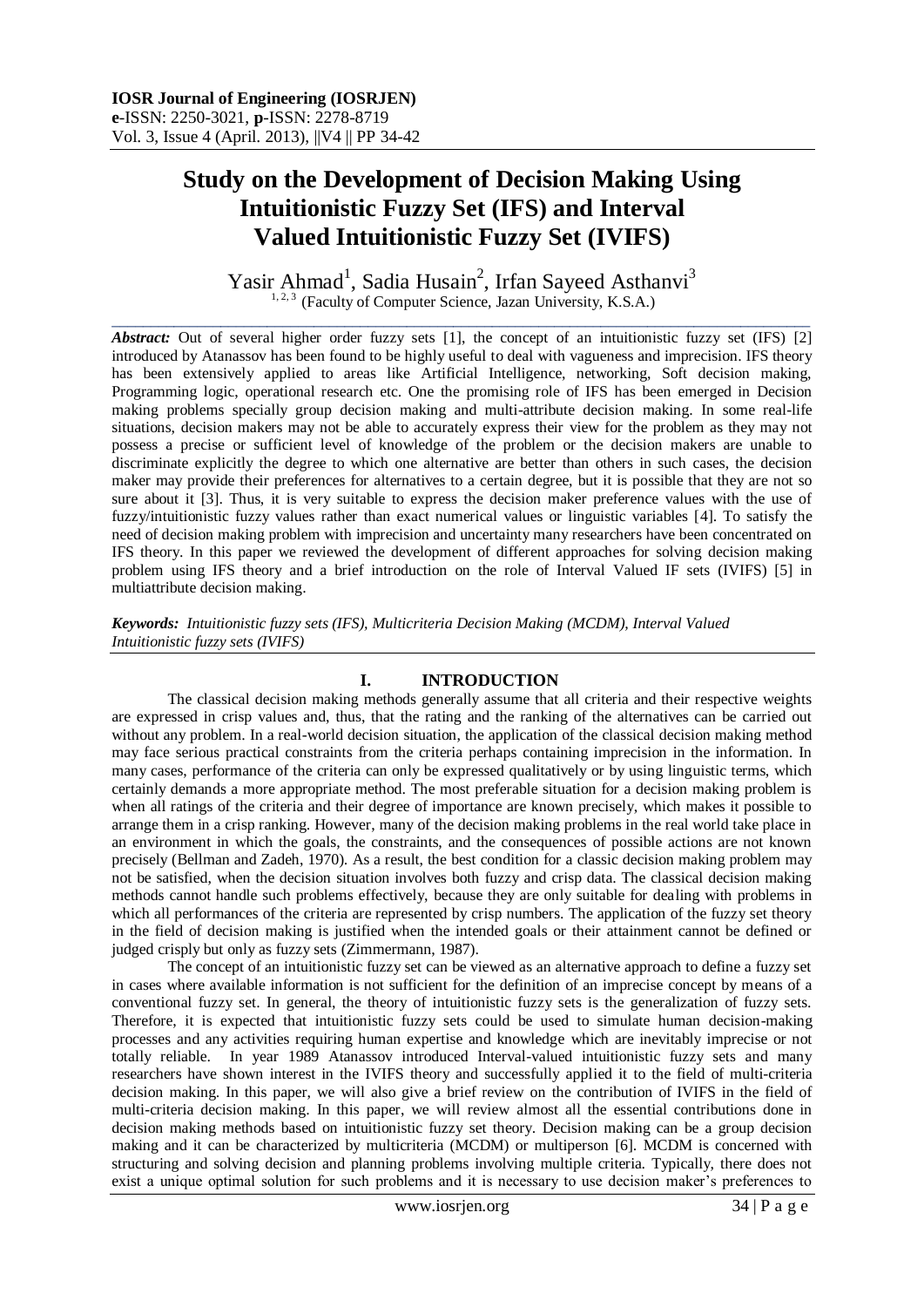# Study on the Development of Decision Making Using Intuitionistic Fuzzy Set (IFS) and Interval Valued Intuitionistic Fuzzy Set (IVIFS)

Yasir Ahmad[1], Sadia Husain[2], Irfan Sayeed Asthanvi[3]

[1, 2, 3] (Faculty of Computer Science, Jazan University, K.S.A.)

***Abstract:*** Out of several higher order fuzzy sets [1], the concept of an intuitionistic fuzzy set (IFS) [2] introduced by Atanassov has been found to be highly useful to deal with vagueness and imprecision. IFS theory has been extensively applied to areas like Artificial Intelligence, networking, Soft decision making, Programming logic, operational research etc. One the promising role of IFS has been emerged in Decision making problems specially group decision making and multi-attribute decision making. In some real-life situations, decision makers may not be able to accurately express their view for the problem as they may not possess a precise or sufficient level of knowledge of the problem or the decision makers are unable to discriminate explicitly the degree to which one alternative are better than others in such cases, the decision maker may provide their preferences for alternatives to a certain degree, but it is possible that they are not so sure about it [3]. Thus, it is very suitable to express the decision maker preference values with the use of fuzzy/intuitionistic fuzzy values rather than exact numerical values or linguistic variables [4]. To satisfy the need of decision making problem with imprecision and uncertainty many researchers have been concentrated on IFS theory. In this paper we reviewed the development of different approaches for solving decision making problem using IFS theory and a brief introduction on the role of Interval Valued IF sets (IVIFS) [5] in multiattribute decision making.

***Keywords:*** *Intuitionistic fuzzy sets (IFS), Multicriteria Decision Making (MCDM), Interval Valued Intuitionistic fuzzy sets (IVIFS)*

## I. INTRODUCTION

The classical decision making methods generally assume that all criteria and their respective weights are expressed in crisp values and, thus, that the rating and the ranking of the alternatives can be carried out without any problem. In a real-world decision situation, the application of the classical decision making method may face serious practical constraints from the criteria perhaps containing imprecision in the information. In many cases, performance of the criteria can only be expressed qualitatively or by using linguistic terms, which certainly demands a more appropriate method. The most preferable situation for a decision making problem is when all ratings of the criteria and their degree of importance are known precisely, which makes it possible to arrange them in a crisp ranking. However, many of the decision making problems in the real world take place in an environment in which the goals, the constraints, and the consequences of possible actions are not known precisely (Bellman and Zadeh, 1970). As a result, the best condition for a classic decision making problem may not be satisfied, when the decision situation involves both fuzzy and crisp data. The classical decision making methods cannot handle such problems effectively, because they are only suitable for dealing with problems in which all performances of the criteria are represented by crisp numbers. The application of the fuzzy set theory in the field of decision making is justified when the intended goals or their attainment cannot be defined or judged crisply but only as fuzzy sets (Zimmermann, 1987).

The concept of an intuitionistic fuzzy set can be viewed as an alternative approach to define a fuzzy set in cases where available information is not sufficient for the definition of an imprecise concept by means of a conventional fuzzy set. In general, the theory of intuitionistic fuzzy sets is the generalization of fuzzy sets. Therefore, it is expected that intuitionistic fuzzy sets could be used to simulate human decision-making processes and any activities requiring human expertise and knowledge which are inevitably imprecise or not totally reliable. In year 1989 Atanassov introduced Interval-valued intuitionistic fuzzy sets and many researchers have shown interest in the IVIFS theory and successfully applied it to the field of multi-criteria decision making. In this paper, we will also give a brief review on the contribution of IVIFS in the field of multi-criteria decision making. In this paper, we will review almost all the essential contributions done in decision making methods based on intuitionistic fuzzy set theory. Decision making can be a group decision making and it can be characterized by multicriteria (MCDM) or multiperson [6]. MCDM is concerned with structuring and solving decision and planning problems involving multiple criteria. Typically, there does not exist a unique optimal solution for such problems and it is necessary to use decision maker's preferences to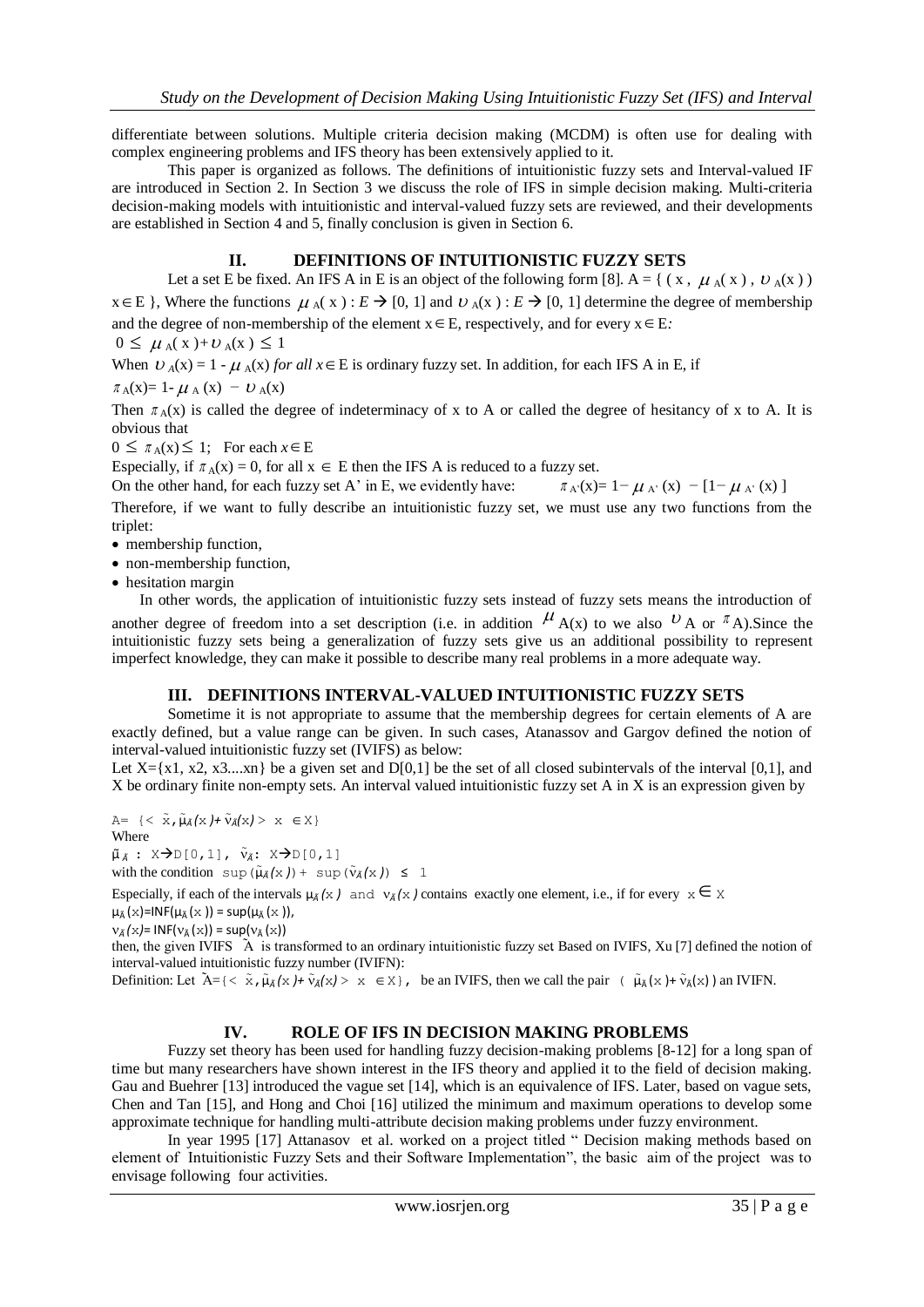differentiate between solutions. Multiple criteria decision making (MCDM) is often use for dealing with complex engineering problems and IFS theory has been extensively applied to it.

This paper is organized as follows. The definitions of intuitionistic fuzzy sets and Interval-valued IF are introduced in Section 2. In Section 3 we discuss the role of IFS in simple decision making. Multi-criteria decision-making models with intuitionistic and interval-valued fuzzy sets are reviewed, and their developments are established in Section 4 and 5, finally conclusion is given in Section 6.

## II. DEFINITIONS OF INTUITIONISTIC FUZZY SETS

Let a set E be fixed. An IFS A in E is an object of the following form [8]. $A = \{ (x, \mu_A(x), \upsilon_A(x)) \; x \in E \}$, Where the functions $\mu_A(x) : E \rightarrow [0, 1]$ and $\upsilon_A(x) : E \rightarrow [0, 1]$ determine the degree of membership and the degree of non-membership of the element $x \in E$, respectively, and for every $x \in E$:

$0 \leq \mu_A(x) + \upsilon_A(x) \leq 1$

When $\upsilon_A(x) = 1 - \mu_A(x)$ *for all* $x \in E$ is ordinary fuzzy set. In addition, for each IFS A in E, if

$\pi_A(x) = 1 - \mu_A(x) - \upsilon_A(x)$

Then $\pi_A(x)$ is called the degree of indeterminacy of x to A or called the degree of hesitancy of x to A. It is obvious that

$0 \leq \pi_A(x) \leq 1$; For each $x \in E$

Especially, if $\pi_A(x) = 0$, for all $x \in E$ then the IFS A is reduced to a fuzzy set.

On the other hand, for each fuzzy set A' in E, we evidently have: $\pi_{A'}(x) = 1 - \mu_{A'}(x) - [1 - \mu_{A'}(x)]$

Therefore, if we want to fully describe an intuitionistic fuzzy set, we must use any two functions from the triplet:

- membership function,
- non-membership function,
- hesitation margin

In other words, the application of intuitionistic fuzzy sets instead of fuzzy sets means the introduction of another degree of freedom into a set description (i.e. in addition $\mu_A(x)$ to we also $\upsilon_A$ or $\pi_A$).Since the intuitionistic fuzzy sets being a generalization of fuzzy sets give us an additional possibility to represent imperfect knowledge, they can make it possible to describe many real problems in a more adequate way.

## III. DEFINITIONS INTERVAL-VALUED INTUITIONISTIC FUZZY SETS

Sometime it is not appropriate to assume that the membership degrees for certain elements of A are exactly defined, but a value range can be given. In such cases, Atanassov and Gargov defined the notion of interval-valued intuitionistic fuzzy set (IVIFS) as below:

Let X={x1, x2, x3....xn} be a given set and D[0,1] be the set of all closed subintervals of the interval [0,1], and X be ordinary finite non-empty sets. An interval valued intuitionistic fuzzy set A in X is an expression given by

$A = \{ < \tilde{x}, \tilde{\mu}_{\tilde{A}}(x) + \tilde{\nu}_{\tilde{A}}(x) > \; x \in X \}$

Where

$\tilde{\mu}_{\tilde{A}} : X \rightarrow D[0,1], \; \tilde{\nu}_{\tilde{A}} : X \rightarrow D[0,1]$

with the condition $\sup(\tilde{\mu}_{\tilde{A}}(x)) + \sup(\tilde{\nu}_{\tilde{A}}(x)) \leq 1$

Especially, if each of the intervals $\mu_{\tilde{A}}(x)$ and $\nu_{\tilde{A}}(x)$ contains exactly one element, i.e., if for every $x \in X$

$\mu_{\tilde{A}}(x) = \text{INF}(\mu_{\tilde{A}}(x)) = \sup(\mu_{\tilde{A}}(x))$,

$\nu_{\tilde{A}}(x) = \text{INF}(\nu_{\tilde{A}}(x)) = \sup(\nu_{\tilde{A}}(x))$

then, the given IVIFS $\tilde{A}$ is transformed to an ordinary intuitionistic fuzzy set Based on IVIFS, Xu [7] defined the notion of interval-valued intuitionistic fuzzy number (IVIFN):

Definition: Let $\tilde{A} = \{ < \tilde{x}, \tilde{\mu}_{\tilde{A}}(x) + \tilde{\nu}_{\tilde{A}}(x) > \; x \in X \}$, be an IVIFS, then we call the pair $(\tilde{\mu}_{\tilde{A}}(x) + \tilde{\nu}_{\tilde{A}}(x))$ an IVIFN.

## IV. ROLE OF IFS IN DECISION MAKING PROBLEMS

Fuzzy set theory has been used for handling fuzzy decision-making problems [8-12] for a long span of time but many researchers have shown interest in the IFS theory and applied it to the field of decision making. Gau and Buehrer [13] introduced the vague set [14], which is an equivalence of IFS. Later, based on vague sets, Chen and Tan [15], and Hong and Choi [16] utilized the minimum and maximum operations to develop some approximate technique for handling multi-attribute decision making problems under fuzzy environment.

In year 1995 [17] Attanasov et al. worked on a project titled " Decision making methods based on element of Intuitionistic Fuzzy Sets and their Software Implementation", the basic aim of the project was to envisage following four activities.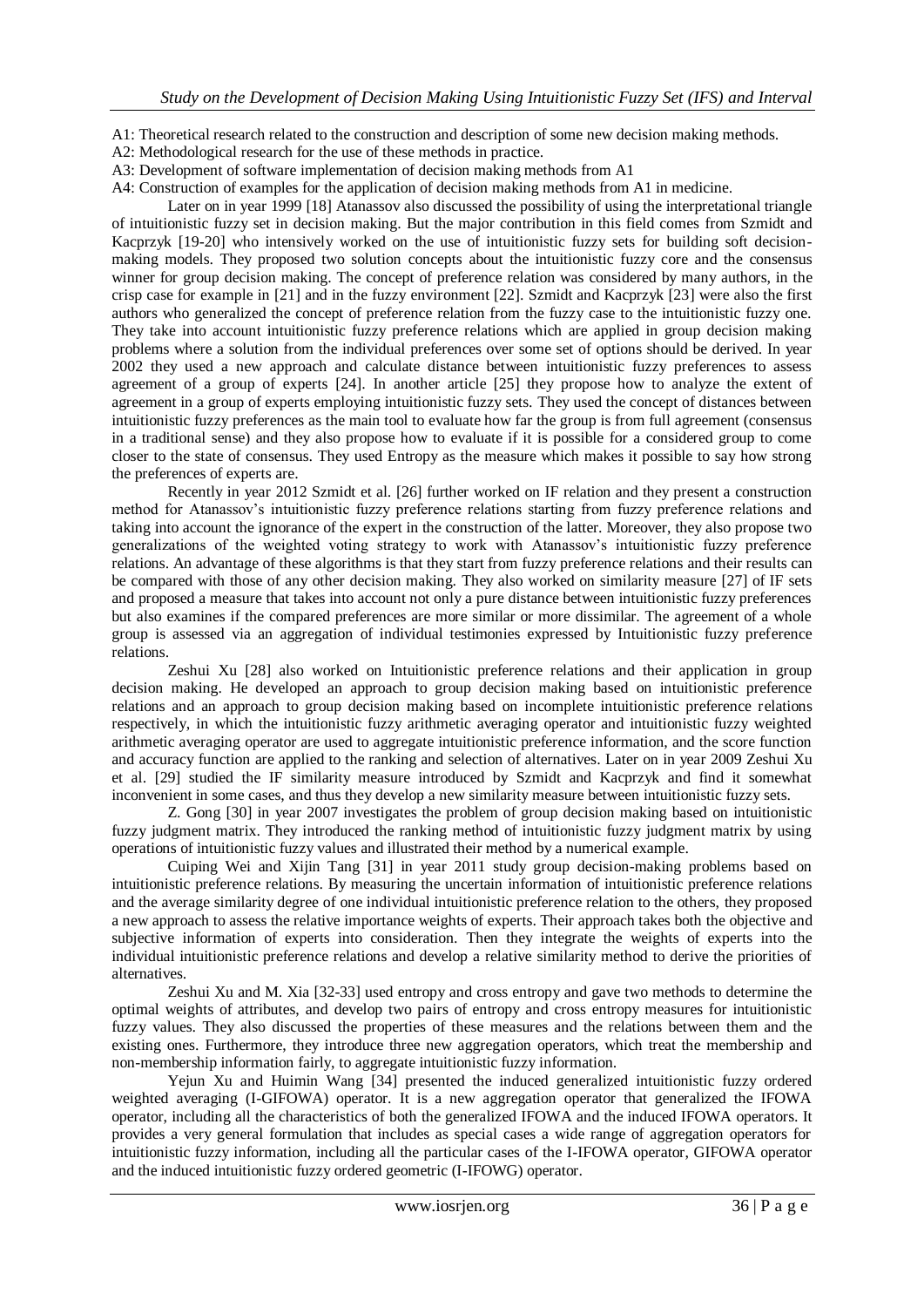A1: Theoretical research related to the construction and description of some new decision making methods.
A2: Methodological research for the use of these methods in practice.
A3: Development of software implementation of decision making methods from A1
A4: Construction of examples for the application of decision making methods from A1 in medicine.

Later on in year 1999 [18] Atanassov also discussed the possibility of using the interpretational triangle of intuitionistic fuzzy set in decision making. But the major contribution in this field comes from Szmidt and Kacprzyk [19-20] who intensively worked on the use of intuitionistic fuzzy sets for building soft decision-making models. They proposed two solution concepts about the intuitionistic fuzzy core and the consensus winner for group decision making. The concept of preference relation was considered by many authors, in the crisp case for example in [21] and in the fuzzy environment [22]. Szmidt and Kacprzyk [23] were also the first authors who generalized the concept of preference relation from the fuzzy case to the intuitionistic fuzzy one. They take into account intuitionistic fuzzy preference relations which are applied in group decision making problems where a solution from the individual preferences over some set of options should be derived. In year 2002 they used a new approach and calculate distance between intuitionistic fuzzy preferences to assess agreement of a group of experts [24]. In another article [25] they propose how to analyze the extent of agreement in a group of experts employing intuitionistic fuzzy sets. They used the concept of distances between intuitionistic fuzzy preferences as the main tool to evaluate how far the group is from full agreement (consensus in a traditional sense) and they also propose how to evaluate if it is possible for a considered group to come closer to the state of consensus. They used Entropy as the measure which makes it possible to say how strong the preferences of experts are.

Recently in year 2012 Szmidt et al. [26] further worked on IF relation and they present a construction method for Atanassov's intuitionistic fuzzy preference relations starting from fuzzy preference relations and taking into account the ignorance of the expert in the construction of the latter. Moreover, they also propose two generalizations of the weighted voting strategy to work with Atanassov's intuitionistic fuzzy preference relations. An advantage of these algorithms is that they start from fuzzy preference relations and their results can be compared with those of any other decision making. They also worked on similarity measure [27] of IF sets and proposed a measure that takes into account not only a pure distance between intuitionistic fuzzy preferences but also examines if the compared preferences are more similar or more dissimilar. The agreement of a whole group is assessed via an aggregation of individual testimonies expressed by Intuitionistic fuzzy preference relations.

Zeshui Xu [28] also worked on Intuitionistic preference relations and their application in group decision making. He developed an approach to group decision making based on intuitionistic preference relations and an approach to group decision making based on incomplete intuitionistic preference relations respectively, in which the intuitionistic fuzzy arithmetic averaging operator and intuitionistic fuzzy weighted arithmetic averaging operator are used to aggregate intuitionistic preference information, and the score function and accuracy function are applied to the ranking and selection of alternatives. Later on in year 2009 Zeshui Xu et al. [29] studied the IF similarity measure introduced by Szmidt and Kacprzyk and find it somewhat inconvenient in some cases, and thus they develop a new similarity measure between intuitionistic fuzzy sets.

Z. Gong [30] in year 2007 investigates the problem of group decision making based on intuitionistic fuzzy judgment matrix. They introduced the ranking method of intuitionistic fuzzy judgment matrix by using operations of intuitionistic fuzzy values and illustrated their method by a numerical example.

Cuiping Wei and Xijin Tang [31] in year 2011 study group decision-making problems based on intuitionistic preference relations. By measuring the uncertain information of intuitionistic preference relations and the average similarity degree of one individual intuitionistic preference relation to the others, they proposed a new approach to assess the relative importance weights of experts. Their approach takes both the objective and subjective information of experts into consideration. Then they integrate the weights of experts into the individual intuitionistic preference relations and develop a relative similarity method to derive the priorities of alternatives.

Zeshui Xu and M. Xia [32-33] used entropy and cross entropy and gave two methods to determine the optimal weights of attributes, and develop two pairs of entropy and cross entropy measures for intuitionistic fuzzy values. They also discussed the properties of these measures and the relations between them and the existing ones. Furthermore, they introduce three new aggregation operators, which treat the membership and non-membership information fairly, to aggregate intuitionistic fuzzy information.

Yejun Xu and Huimin Wang [34] presented the induced generalized intuitionistic fuzzy ordered weighted averaging (I-GIFOWA) operator. It is a new aggregation operator that generalized the IFOWA operator, including all the characteristics of both the generalized IFOWA and the induced IFOWA operators. It provides a very general formulation that includes as special cases a wide range of aggregation operators for intuitionistic fuzzy information, including all the particular cases of the I-IFOWA operator, GIFOWA operator and the induced intuitionistic fuzzy ordered geometric (I-IFOWG) operator.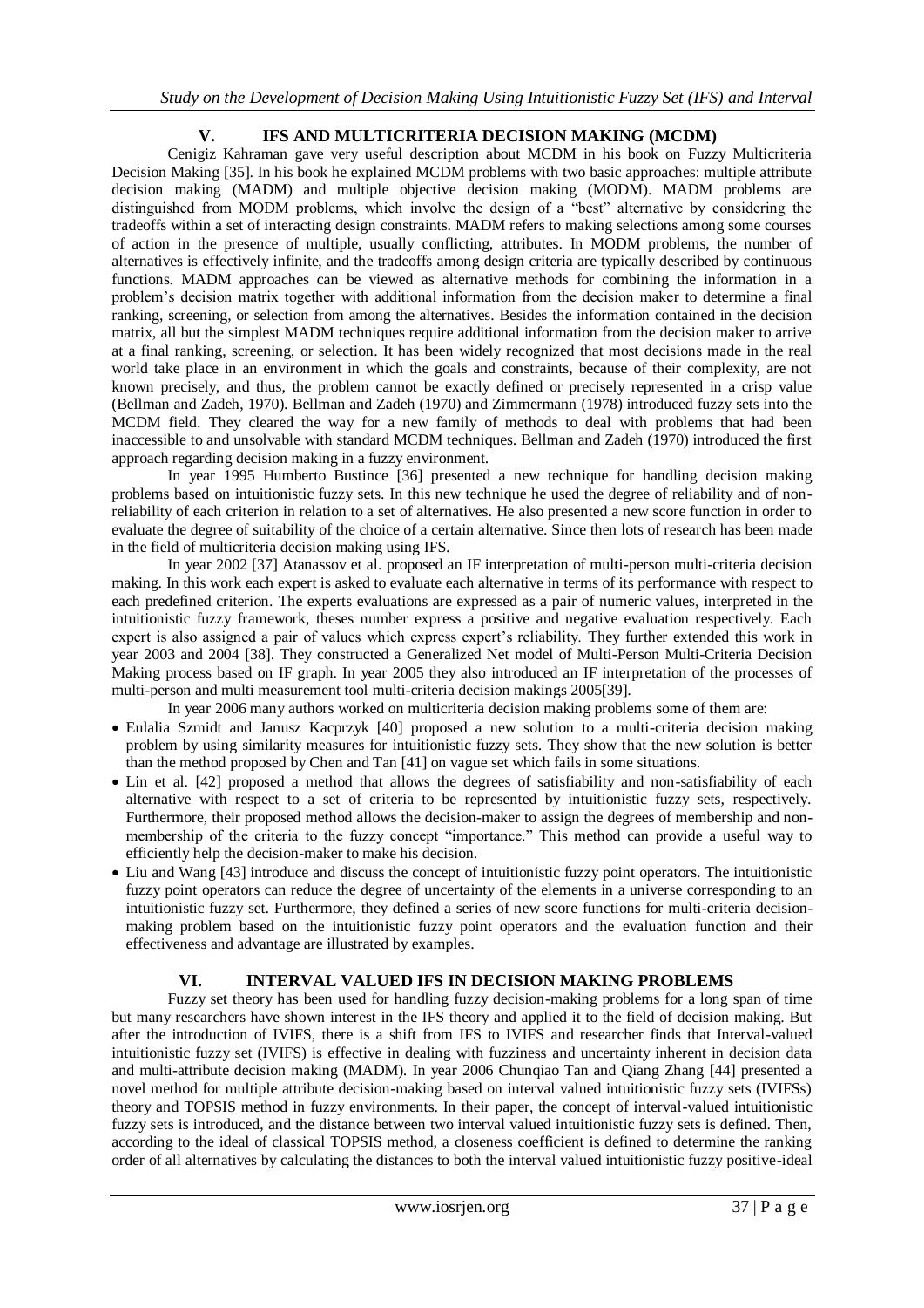## V. IFS AND MULTICRITERIA DECISION MAKING (MCDM)

Cenigiz Kahraman gave very useful description about MCDM in his book on Fuzzy Multicriteria Decision Making [35]. In his book he explained MCDM problems with two basic approaches: multiple attribute decision making (MADM) and multiple objective decision making (MODM). MADM problems are distinguished from MODM problems, which involve the design of a "best" alternative by considering the tradeoffs within a set of interacting design constraints. MADM refers to making selections among some courses of action in the presence of multiple, usually conflicting, attributes. In MODM problems, the number of alternatives is effectively infinite, and the tradeoffs among design criteria are typically described by continuous functions. MADM approaches can be viewed as alternative methods for combining the information in a problem's decision matrix together with additional information from the decision maker to determine a final ranking, screening, or selection from among the alternatives. Besides the information contained in the decision matrix, all but the simplest MADM techniques require additional information from the decision maker to arrive at a final ranking, screening, or selection. It has been widely recognized that most decisions made in the real world take place in an environment in which the goals and constraints, because of their complexity, are not known precisely, and thus, the problem cannot be exactly defined or precisely represented in a crisp value (Bellman and Zadeh, 1970). Bellman and Zadeh (1970) and Zimmermann (1978) introduced fuzzy sets into the MCDM field. They cleared the way for a new family of methods to deal with problems that had been inaccessible to and unsolvable with standard MCDM techniques. Bellman and Zadeh (1970) introduced the first approach regarding decision making in a fuzzy environment.

In year 1995 Humberto Bustince [36] presented a new technique for handling decision making problems based on intuitionistic fuzzy sets. In this new technique he used the degree of reliability and of non-reliability of each criterion in relation to a set of alternatives. He also presented a new score function in order to evaluate the degree of suitability of the choice of a certain alternative. Since then lots of research has been made in the field of multicriteria decision making using IFS.

In year 2002 [37] Atanassov et al. proposed an IF interpretation of multi-person multi-criteria decision making. In this work each expert is asked to evaluate each alternative in terms of its performance with respect to each predefined criterion. The experts evaluations are expressed as a pair of numeric values, interpreted in the intuitionistic fuzzy framework, theses number express a positive and negative evaluation respectively. Each expert is also assigned a pair of values which express expert's reliability. They further extended this work in year 2003 and 2004 [38]. They constructed a Generalized Net model of Multi-Person Multi-Criteria Decision Making process based on IF graph. In year 2005 they also introduced an IF interpretation of the processes of multi-person and multi measurement tool multi-criteria decision makings 2005[39].

In year 2006 many authors worked on multicriteria decision making problems some of them are:

- Eulalia Szmidt and Janusz Kacprzyk [40] proposed a new solution to a multi-criteria decision making problem by using similarity measures for intuitionistic fuzzy sets. They show that the new solution is better than the method proposed by Chen and Tan [41] on vague set which fails in some situations.
- Lin et al. [42] proposed a method that allows the degrees of satisfiability and non-satisfiability of each alternative with respect to a set of criteria to be represented by intuitionistic fuzzy sets, respectively. Furthermore, their proposed method allows the decision-maker to assign the degrees of membership and non-membership of the criteria to the fuzzy concept "importance." This method can provide a useful way to efficiently help the decision-maker to make his decision.
- Liu and Wang [43] introduce and discuss the concept of intuitionistic fuzzy point operators. The intuitionistic fuzzy point operators can reduce the degree of uncertainty of the elements in a universe corresponding to an intuitionistic fuzzy set. Furthermore, they defined a series of new score functions for multi-criteria decision-making problem based on the intuitionistic fuzzy point operators and the evaluation function and their effectiveness and advantage are illustrated by examples.

## VI. INTERVAL VALUED IFS IN DECISION MAKING PROBLEMS

Fuzzy set theory has been used for handling fuzzy decision-making problems for a long span of time but many researchers have shown interest in the IFS theory and applied it to the field of decision making. But after the introduction of IVIFS, there is a shift from IFS to IVIFS and researcher finds that Interval-valued intuitionistic fuzzy set (IVIFS) is effective in dealing with fuzziness and uncertainty inherent in decision data and multi-attribute decision making (MADM). In year 2006 Chunqiao Tan and Qiang Zhang [44] presented a novel method for multiple attribute decision-making based on interval valued intuitionistic fuzzy sets (IVIFSs) theory and TOPSIS method in fuzzy environments. In their paper, the concept of interval-valued intuitionistic fuzzy sets is introduced, and the distance between two interval valued intuitionistic fuzzy sets is defined. Then, according to the ideal of classical TOPSIS method, a closeness coefficient is defined to determine the ranking order of all alternatives by calculating the distances to both the interval valued intuitionistic fuzzy positive-ideal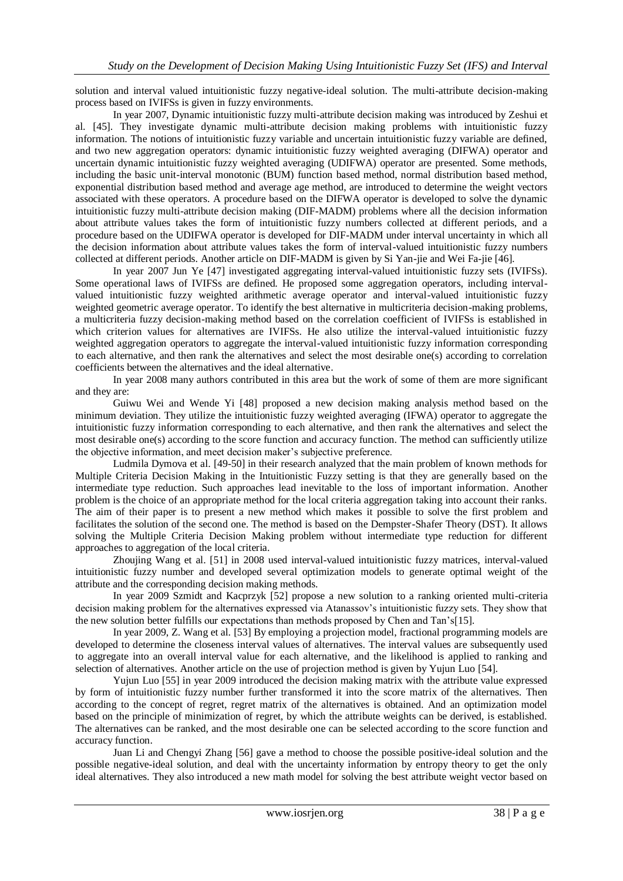solution and interval valued intuitionistic fuzzy negative-ideal solution. The multi-attribute decision-making process based on IVIFSs is given in fuzzy environments.

In year 2007, Dynamic intuitionistic fuzzy multi-attribute decision making was introduced by Zeshui et al. [45]. They investigate dynamic multi-attribute decision making problems with intuitionistic fuzzy information. The notions of intuitionistic fuzzy variable and uncertain intuitionistic fuzzy variable are defined, and two new aggregation operators: dynamic intuitionistic fuzzy weighted averaging (DIFWA) operator and uncertain dynamic intuitionistic fuzzy weighted averaging (UDIFWA) operator are presented. Some methods, including the basic unit-interval monotonic (BUM) function based method, normal distribution based method, exponential distribution based method and average age method, are introduced to determine the weight vectors associated with these operators. A procedure based on the DIFWA operator is developed to solve the dynamic intuitionistic fuzzy multi-attribute decision making (DIF-MADM) problems where all the decision information about attribute values takes the form of intuitionistic fuzzy numbers collected at different periods, and a procedure based on the UDIFWA operator is developed for DIF-MADM under interval uncertainty in which all the decision information about attribute values takes the form of interval-valued intuitionistic fuzzy numbers collected at different periods. Another article on DIF-MADM is given by Si Yan-jie and Wei Fa-jie [46].

In year 2007 Jun Ye [47] investigated aggregating interval-valued intuitionistic fuzzy sets (IVIFSs). Some operational laws of IVIFSs are defined. He proposed some aggregation operators, including interval-valued intuitionistic fuzzy weighted arithmetic average operator and interval-valued intuitionistic fuzzy weighted geometric average operator. To identify the best alternative in multicriteria decision-making problems, a multicriteria fuzzy decision-making method based on the correlation coefficient of IVIFSs is established in which criterion values for alternatives are IVIFSs. He also utilize the interval-valued intuitionistic fuzzy weighted aggregation operators to aggregate the interval-valued intuitionistic fuzzy information corresponding to each alternative, and then rank the alternatives and select the most desirable one(s) according to correlation coefficients between the alternatives and the ideal alternative.

In year 2008 many authors contributed in this area but the work of some of them are more significant and they are:

Guiwu Wei and Wende Yi [48] proposed a new decision making analysis method based on the minimum deviation. They utilize the intuitionistic fuzzy weighted averaging (IFWA) operator to aggregate the intuitionistic fuzzy information corresponding to each alternative, and then rank the alternatives and select the most desirable one(s) according to the score function and accuracy function. The method can sufficiently utilize the objective information, and meet decision maker's subjective preference.

Ludmila Dymova et al. [49-50] in their research analyzed that the main problem of known methods for Multiple Criteria Decision Making in the Intuitionistic Fuzzy setting is that they are generally based on the intermediate type reduction. Such approaches lead inevitable to the loss of important information. Another problem is the choice of an appropriate method for the local criteria aggregation taking into account their ranks. The aim of their paper is to present a new method which makes it possible to solve the first problem and facilitates the solution of the second one. The method is based on the Dempster-Shafer Theory (DST). It allows solving the Multiple Criteria Decision Making problem without intermediate type reduction for different approaches to aggregation of the local criteria.

Zhoujing Wang et al. [51] in 2008 used interval-valued intuitionistic fuzzy matrices, interval-valued intuitionistic fuzzy number and developed several optimization models to generate optimal weight of the attribute and the corresponding decision making methods.

In year 2009 Szmidt and Kacprzyk [52] propose a new solution to a ranking oriented multi-criteria decision making problem for the alternatives expressed via Atanassov's intuitionistic fuzzy sets. They show that the new solution better fulfills our expectations than methods proposed by Chen and Tan's[15].

In year 2009, Z. Wang et al. [53] By employing a projection model, fractional programming models are developed to determine the closeness interval values of alternatives. The interval values are subsequently used to aggregate into an overall interval value for each alternative, and the likelihood is applied to ranking and selection of alternatives. Another article on the use of projection method is given by Yujun Luo [54].

Yujun Luo [55] in year 2009 introduced the decision making matrix with the attribute value expressed by form of intuitionistic fuzzy number further transformed it into the score matrix of the alternatives. Then according to the concept of regret, regret matrix of the alternatives is obtained. And an optimization model based on the principle of minimization of regret, by which the attribute weights can be derived, is established. The alternatives can be ranked, and the most desirable one can be selected according to the score function and accuracy function.

Juan Li and Chengyi Zhang [56] gave a method to choose the possible positive-ideal solution and the possible negative-ideal solution, and deal with the uncertainty information by entropy theory to get the only ideal alternatives. They also introduced a new math model for solving the best attribute weight vector based on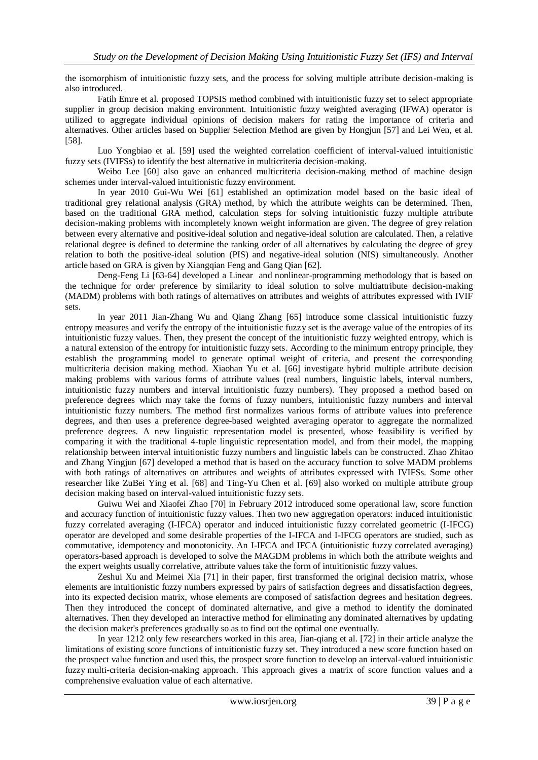the isomorphism of intuitionistic fuzzy sets, and the process for solving multiple attribute decision-making is also introduced.

Fatih Emre et al. proposed TOPSIS method combined with intuitionistic fuzzy set to select appropriate supplier in group decision making environment. Intuitionistic fuzzy weighted averaging (IFWA) operator is utilized to aggregate individual opinions of decision makers for rating the importance of criteria and alternatives. Other articles based on Supplier Selection Method are given by Hongjun [57] and Lei Wen, et al. [58].

Luo Yongbiao et al. [59] used the weighted correlation coefficient of interval-valued intuitionistic fuzzy sets (IVIFSs) to identify the best alternative in multicriteria decision-making.

Weibo Lee [60] also gave an enhanced multicriteria decision-making method of machine design schemes under interval-valued intuitionistic fuzzy environment.

In year 2010 Gui-Wu Wei [61] established an optimization model based on the basic ideal of traditional grey relational analysis (GRA) method, by which the attribute weights can be determined. Then, based on the traditional GRA method, calculation steps for solving intuitionistic fuzzy multiple attribute decision-making problems with incompletely known weight information are given. The degree of grey relation between every alternative and positive-ideal solution and negative-ideal solution are calculated. Then, a relative relational degree is defined to determine the ranking order of all alternatives by calculating the degree of grey relation to both the positive-ideal solution (PIS) and negative-ideal solution (NIS) simultaneously. Another article based on GRA is given by Xiangqian Feng and Gang Qian [62].

Deng-Feng Li [63-64] developed a Linear and nonlinear-programming methodology that is based on the technique for order preference by similarity to ideal solution to solve multiattribute decision-making (MADM) problems with both ratings of alternatives on attributes and weights of attributes expressed with IVIF sets.

In year 2011 Jian-Zhang Wu and Qiang Zhang [65] introduce some classical intuitionistic fuzzy entropy measures and verify the entropy of the intuitionistic fuzzy set is the average value of the entropies of its intuitionistic fuzzy values. Then, they present the concept of the intuitionistic fuzzy weighted entropy, which is a natural extension of the entropy for intuitionistic fuzzy sets. According to the minimum entropy principle, they establish the programming model to generate optimal weight of criteria, and present the corresponding multicriteria decision making method. Xiaohan Yu et al. [66] investigate hybrid multiple attribute decision making problems with various forms of attribute values (real numbers, linguistic labels, interval numbers, intuitionistic fuzzy numbers and interval intuitionistic fuzzy numbers). They proposed a method based on preference degrees which may take the forms of fuzzy numbers, intuitionistic fuzzy numbers and interval intuitionistic fuzzy numbers. The method first normalizes various forms of attribute values into preference degrees, and then uses a preference degree-based weighted averaging operator to aggregate the normalized preference degrees. A new linguistic representation model is presented, whose feasibility is verified by comparing it with the traditional 4-tuple linguistic representation model, and from their model, the mapping relationship between interval intuitionistic fuzzy numbers and linguistic labels can be constructed. Zhao Zhitao and Zhang Yingjun [67] developed a method that is based on the accuracy function to solve MADM problems with both ratings of alternatives on attributes and weights of attributes expressed with IVIFSs. Some other researcher like ZuBei Ying et al. [68] and Ting-Yu Chen et al. [69] also worked on multiple attribute group decision making based on interval-valued intuitionistic fuzzy sets.

Guiwu Wei and Xiaofei Zhao [70] in February 2012 introduced some operational law, score function and accuracy function of intuitionistic fuzzy values. Then two new aggregation operators: induced intuitionistic fuzzy correlated averaging (I-IFCA) operator and induced intuitionistic fuzzy correlated geometric (I-IFCG) operator are developed and some desirable properties of the I-IFCA and I-IFCG operators are studied, such as commutative, idempotency and monotonicity. An I-IFCA and IFCA (intuitionistic fuzzy correlated averaging) operators-based approach is developed to solve the MAGDM problems in which both the attribute weights and the expert weights usually correlative, attribute values take the form of intuitionistic fuzzy values.

Zeshui Xu and Meimei Xia [71] in their paper, first transformed the original decision matrix, whose elements are intuitionistic fuzzy numbers expressed by pairs of satisfaction degrees and dissatisfaction degrees, into its expected decision matrix, whose elements are composed of satisfaction degrees and hesitation degrees. Then they introduced the concept of dominated alternative, and give a method to identify the dominated alternatives. Then they developed an interactive method for eliminating any dominated alternatives by updating the decision maker's preferences gradually so as to find out the optimal one eventually.

In year 1212 only few researchers worked in this area, Jian-qiang et al. [72] in their article analyze the limitations of existing score functions of intuitionistic fuzzy set. They introduced a new score function based on the prospect value function and used this, the prospect score function to develop an interval-valued intuitionistic fuzzy multi-criteria decision-making approach. This approach gives a matrix of score function values and a comprehensive evaluation value of each alternative.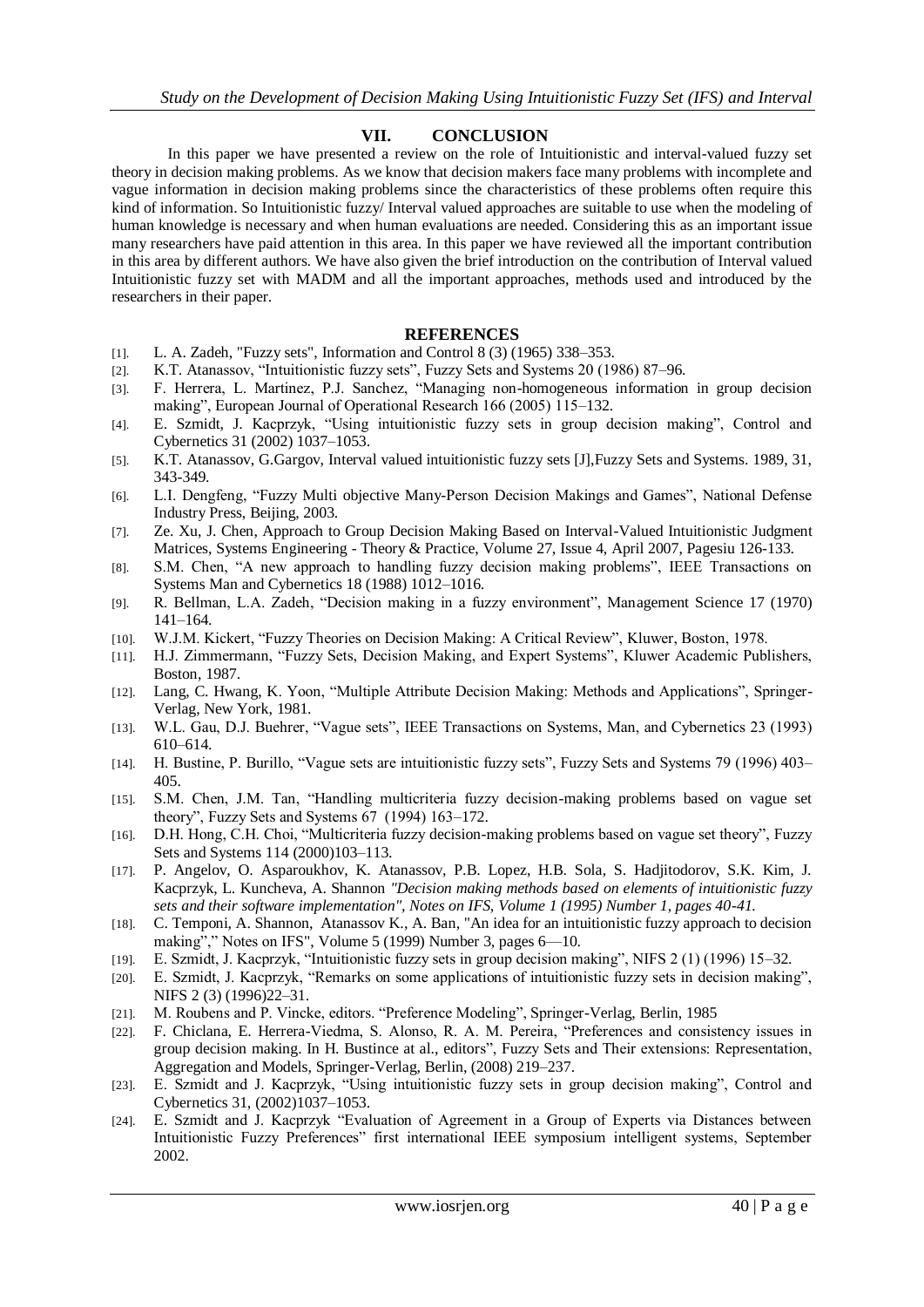## VII. CONCLUSION

In this paper we have presented a review on the role of Intuitionistic and interval-valued fuzzy set theory in decision making problems. As we know that decision makers face many problems with incomplete and vague information in decision making problems since the characteristics of these problems often require this kind of information. So Intuitionistic fuzzy/ Interval valued approaches are suitable to use when the modeling of human knowledge is necessary and when human evaluations are needed. Considering this as an important issue many researchers have paid attention in this area. In this paper we have reviewed all the important contribution in this area by different authors. We have also given the brief introduction on the contribution of Interval valued Intuitionistic fuzzy set with MADM and all the important approaches, methods used and introduced by the researchers in their paper.

## REFERENCES

[1]. L. A. Zadeh, "Fuzzy sets", Information and Control 8 (3) (1965) 338–353.

[2]. K.T. Atanassov, "Intuitionistic fuzzy sets", Fuzzy Sets and Systems 20 (1986) 87–96.

[3]. F. Herrera, L. Martinez, P.J. Sanchez, "Managing non-homogeneous information in group decision making", European Journal of Operational Research 166 (2005) 115–132.

[4]. E. Szmidt, J. Kacprzyk, "Using intuitionistic fuzzy sets in group decision making", Control and Cybernetics 31 (2002) 1037–1053.

[5]. K.T. Atanassov, G.Gargov, Interval valued intuitionistic fuzzy sets [J],Fuzzy Sets and Systems. 1989, 31, 343-349.

[6]. L.I. Dengfeng, "Fuzzy Multi objective Many-Person Decision Makings and Games", National Defense Industry Press, Beijing, 2003.

[7]. Ze. Xu, J. Chen, Approach to Group Decision Making Based on Interval-Valued Intuitionistic Judgment Matrices, Systems Engineering - Theory & Practice, Volume 27, Issue 4, April 2007, Pagesiu 126-133.

[8]. S.M. Chen, "A new approach to handling fuzzy decision making problems", IEEE Transactions on Systems Man and Cybernetics 18 (1988) 1012–1016.

[9]. R. Bellman, L.A. Zadeh, "Decision making in a fuzzy environment", Management Science 17 (1970) 141–164.

[10]. W.J.M. Kickert, "Fuzzy Theories on Decision Making: A Critical Review", Kluwer, Boston, 1978.

[11]. H.J. Zimmermann, "Fuzzy Sets, Decision Making, and Expert Systems", Kluwer Academic Publishers, Boston, 1987.

[12]. Lang, C. Hwang, K. Yoon, "Multiple Attribute Decision Making: Methods and Applications", Springer-Verlag, New York, 1981.

[13]. W.L. Gau, D.J. Buehrer, "Vague sets", IEEE Transactions on Systems, Man, and Cybernetics 23 (1993) 610–614.

[14]. H. Bustine, P. Burillo, "Vague sets are intuitionistic fuzzy sets", Fuzzy Sets and Systems 79 (1996) 403–405.

[15]. S.M. Chen, J.M. Tan, "Handling multicriteria fuzzy decision-making problems based on vague set theory", Fuzzy Sets and Systems 67 (1994) 163–172.

[16]. D.H. Hong, C.H. Choi, "Multicriteria fuzzy decision-making problems based on vague set theory", Fuzzy Sets and Systems 114 (2000)103–113.

[17]. P. Angelov, O. Asparoukhov, K. Atanassov, P.B. Lopez, H.B. Sola, S. Hadjitodorov, S.K. Kim, J. Kacprzyk, L. Kuncheva, A. Shannon *"Decision making methods based on elements of intuitionistic fuzzy sets and their software implementation", Notes on IFS, Volume 1 (1995) Number 1, pages 40-41.*

[18]. C. Temponi, A. Shannon, Atanassov K., A. Ban, "An idea for an intuitionistic fuzzy approach to decision making"," Notes on IFS", Volume 5 (1999) Number 3, pages 6—10.

[19]. E. Szmidt, J. Kacprzyk, "Intuitionistic fuzzy sets in group decision making", NIFS 2 (1) (1996) 15–32.

[20]. E. Szmidt, J. Kacprzyk, "Remarks on some applications of intuitionistic fuzzy sets in decision making", NIFS 2 (3) (1996)22–31.

[21]. M. Roubens and P. Vincke, editors. "Preference Modeling", Springer-Verlag, Berlin, 1985

[22]. F. Chiclana, E. Herrera-Viedma, S. Alonso, R. A. M. Pereira, "Preferences and consistency issues in group decision making. In H. Bustince at al., editors", Fuzzy Sets and Their extensions: Representation, Aggregation and Models, Springer-Verlag, Berlin, (2008) 219–237.

[23]. E. Szmidt and J. Kacprzyk, "Using intuitionistic fuzzy sets in group decision making", Control and Cybernetics 31, (2002)1037–1053.

[24]. E. Szmidt and J. Kacprzyk "Evaluation of Agreement in a Group of Experts via Distances between Intuitionistic Fuzzy Preferences" first international IEEE symposium intelligent systems, September 2002.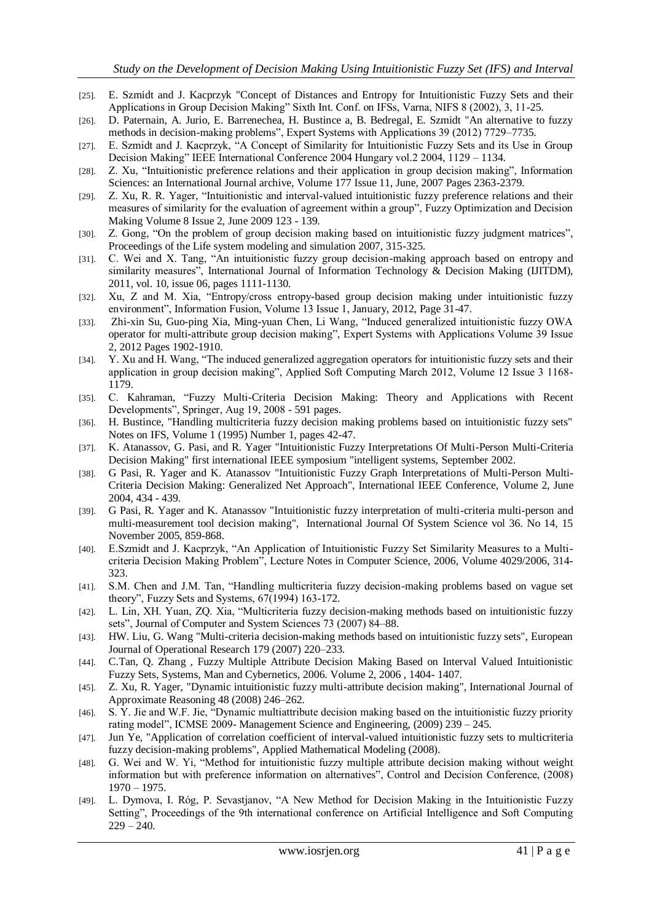[25]. E. Szmidt and J. Kacprzyk "Concept of Distances and Entropy for Intuitionistic Fuzzy Sets and their Applications in Group Decision Making" Sixth Int. Conf. on IFSs, Varna, NIFS 8 (2002), 3, 11-25.

[26]. D. Paternain, A. Jurio, E. Barrenechea, H. Bustince a, B. Bedregal, E. Szmidt "An alternative to fuzzy methods in decision-making problems", Expert Systems with Applications 39 (2012) 7729–7735.

[27]. E. Szmidt and J. Kacprzyk, "A Concept of Similarity for Intuitionistic Fuzzy Sets and its Use in Group Decision Making" IEEE International Conference 2004 Hungary vol.2 2004, 1129 – 1134.

[28]. Z. Xu, "Intuitionistic preference relations and their application in group decision making", Information Sciences: an International Journal archive, Volume 177 Issue 11, June, 2007 Pages 2363-2379.

[29]. Z. Xu, R. R. Yager, "Intuitionistic and interval-valued intuitionistic fuzzy preference relations and their measures of similarity for the evaluation of agreement within a group", Fuzzy Optimization and Decision Making Volume 8 Issue 2, June 2009 123 - 139.

[30]. Z. Gong, "On the problem of group decision making based on intuitionistic fuzzy judgment matrices", Proceedings of the Life system modeling and simulation 2007, 315-325.

[31]. C. Wei and X. Tang, "An intuitionistic fuzzy group decision-making approach based on entropy and similarity measures", International Journal of Information Technology & Decision Making (IJITDM), 2011, vol. 10, issue 06, pages 1111-1130.

[32]. Xu, Z and M. Xia, "Entropy/cross entropy-based group decision making under intuitionistic fuzzy environment", Information Fusion, Volume 13 Issue 1, January, 2012, Page 31-47.

[33]. Zhi-xin Su, Guo-ping Xia, Ming-yuan Chen, Li Wang, "Induced generalized intuitionistic fuzzy OWA operator for multi-attribute group decision making", Expert Systems with Applications Volume 39 Issue 2, 2012 Pages 1902-1910.

[34]. Y. Xu and H. Wang, "The induced generalized aggregation operators for intuitionistic fuzzy sets and their application in group decision making", Applied Soft Computing March 2012, Volume 12 Issue 3 1168-1179.

[35]. C. Kahraman, "Fuzzy Multi-Criteria Decision Making: Theory and Applications with Recent Developments", Springer, Aug 19, 2008 - 591 pages.

[36]. H. Bustince, "Handling multicriteria fuzzy decision making problems based on intuitionistic fuzzy sets" Notes on IFS, Volume 1 (1995) Number 1, pages 42-47.

[37]. K. Atanassov, G. Pasi, and R. Yager "Intuitionistic Fuzzy Interpretations Of Multi-Person Multi-Criteria Decision Making" first international IEEE symposium "intelligent systems, September 2002.

[38]. G Pasi, R. Yager and K. Atanassov "Intuitionistic Fuzzy Graph Interpretations of Multi-Person Multi-Criteria Decision Making: Generalized Net Approach", International IEEE Conference, Volume 2, June 2004, 434 - 439.

[39]. G Pasi, R. Yager and K. Atanassov "Intuitionistic fuzzy interpretation of multi-criteria multi-person and multi-measurement tool decision making", International Journal Of System Science vol 36. No 14, 15 November 2005, 859-868.

[40]. E.Szmidt and J. Kacprzyk, "An Application of Intuitionistic Fuzzy Set Similarity Measures to a Multi-criteria Decision Making Problem", Lecture Notes in Computer Science, 2006, Volume 4029/2006, 314-323.

[41]. S.M. Chen and J.M. Tan, "Handling multicriteria fuzzy decision-making problems based on vague set theory", Fuzzy Sets and Systems, 67(1994) 163-172.

[42]. L. Lin, XH. Yuan, ZQ. Xia, "Multicriteria fuzzy decision-making methods based on intuitionistic fuzzy sets", Journal of Computer and System Sciences 73 (2007) 84–88.

[43]. HW. Liu, G. Wang "Multi-criteria decision-making methods based on intuitionistic fuzzy sets", European Journal of Operational Research 179 (2007) 220–233.

[44]. C.Tan, Q. Zhang , Fuzzy Multiple Attribute Decision Making Based on Interval Valued Intuitionistic Fuzzy Sets, Systems, Man and Cybernetics, 2006. Volume 2, 2006 , 1404- 1407.

[45]. Z. Xu, R. Yager, "Dynamic intuitionistic fuzzy multi-attribute decision making", International Journal of Approximate Reasoning 48 (2008) 246–262.

[46]. S. Y. Jie and W.F. Jie, "Dynamic multiattribute decision making based on the intuitionistic fuzzy priority rating model", ICMSE 2009- Management Science and Engineering, (2009) 239 – 245.

[47]. Jun Ye, "Application of correlation coefficient of interval-valued intuitionistic fuzzy sets to multicriteria fuzzy decision-making problems", Applied Mathematical Modeling (2008).

[48]. G. Wei and W. Yi, "Method for intuitionistic fuzzy multiple attribute decision making without weight information but with preference information on alternatives", Control and Decision Conference, (2008) 1970 – 1975.

[49]. L. Dymova, I. Róg, P. Sevastjanov, "A New Method for Decision Making in the Intuitionistic Fuzzy Setting", Proceedings of the 9th international conference on Artificial Intelligence and Soft Computing 229 – 240.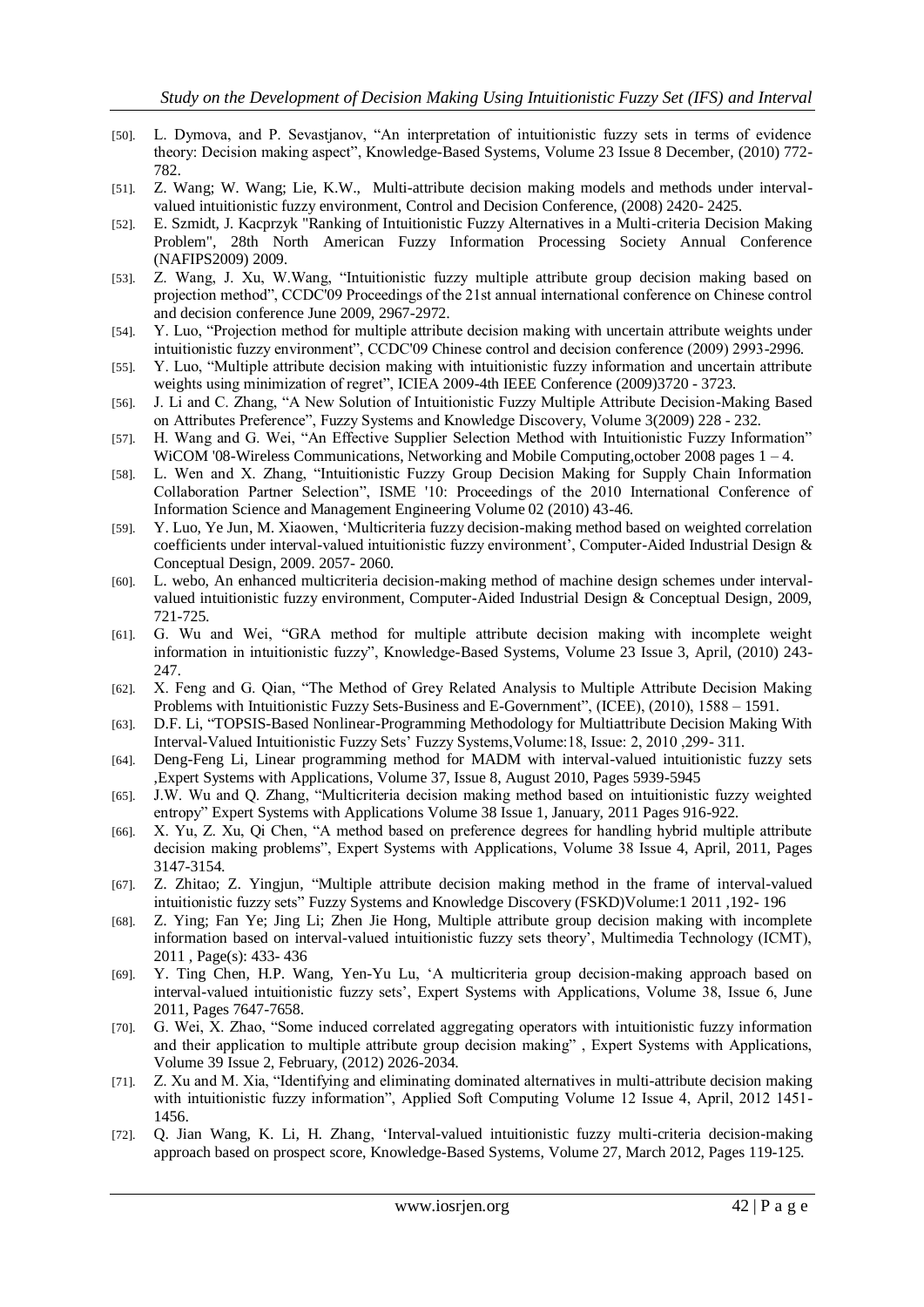[50]. L. Dymova, and P. Sevastjanov, "An interpretation of intuitionistic fuzzy sets in terms of evidence theory: Decision making aspect", Knowledge-Based Systems, Volume 23 Issue 8 December, (2010) 772-782.

[51]. Z. Wang; W. Wang; Lie, K.W., Multi-attribute decision making models and methods under interval-valued intuitionistic fuzzy environment, Control and Decision Conference, (2008) 2420- 2425.

[52]. E. Szmidt, J. Kacprzyk "Ranking of Intuitionistic Fuzzy Alternatives in a Multi-criteria Decision Making Problem", 28th North American Fuzzy Information Processing Society Annual Conference (NAFIPS2009) 2009.

[53]. Z. Wang, J. Xu, W.Wang, "Intuitionistic fuzzy multiple attribute group decision making based on projection method", CCDC'09 Proceedings of the 21st annual international conference on Chinese control and decision conference June 2009, 2967-2972.

[54]. Y. Luo, "Projection method for multiple attribute decision making with uncertain attribute weights under intuitionistic fuzzy environment", CCDC'09 Chinese control and decision conference (2009) 2993-2996.

[55]. Y. Luo, "Multiple attribute decision making with intuitionistic fuzzy information and uncertain attribute weights using minimization of regret", ICIEA 2009-4th IEEE Conference (2009)3720 - 3723.

[56]. J. Li and C. Zhang, "A New Solution of Intuitionistic Fuzzy Multiple Attribute Decision-Making Based on Attributes Preference", Fuzzy Systems and Knowledge Discovery, Volume 3(2009) 228 - 232.

[57]. H. Wang and G. Wei, "An Effective Supplier Selection Method with Intuitionistic Fuzzy Information" WiCOM '08-Wireless Communications, Networking and Mobile Computing,october 2008 pages 1 – 4.

[58]. L. Wen and X. Zhang, "Intuitionistic Fuzzy Group Decision Making for Supply Chain Information Collaboration Partner Selection", ISME '10: Proceedings of the 2010 International Conference of Information Science and Management Engineering Volume 02 (2010) 43-46.

[59]. Y. Luo, Ye Jun, M. Xiaowen, 'Multicriteria fuzzy decision-making method based on weighted correlation coefficients under interval-valued intuitionistic fuzzy environment', Computer-Aided Industrial Design & Conceptual Design, 2009. 2057- 2060.

[60]. L. webo, An enhanced multicriteria decision-making method of machine design schemes under interval-valued intuitionistic fuzzy environment, Computer-Aided Industrial Design & Conceptual Design, 2009, 721-725.

[61]. G. Wu and Wei, "GRA method for multiple attribute decision making with incomplete weight information in intuitionistic fuzzy", Knowledge-Based Systems, Volume 23 Issue 3, April, (2010) 243-247.

[62]. X. Feng and G. Qian, "The Method of Grey Related Analysis to Multiple Attribute Decision Making Problems with Intuitionistic Fuzzy Sets-Business and E-Government", (ICEE), (2010), 1588 – 1591.

[63]. D.F. Li, "TOPSIS-Based Nonlinear-Programming Methodology for Multiattribute Decision Making With Interval-Valued Intuitionistic Fuzzy Sets' Fuzzy Systems,Volume:18, Issue: 2, 2010 ,299- 311.

[64]. Deng-Feng Li, Linear programming method for MADM with interval-valued intuitionistic fuzzy sets ,Expert Systems with Applications, Volume 37, Issue 8, August 2010, Pages 5939-5945

[65]. J.W. Wu and Q. Zhang, "Multicriteria decision making method based on intuitionistic fuzzy weighted entropy" Expert Systems with Applications Volume 38 Issue 1, January, 2011 Pages 916-922.

[66]. X. Yu, Z. Xu, Qi Chen, "A method based on preference degrees for handling hybrid multiple attribute decision making problems", Expert Systems with Applications, Volume 38 Issue 4, April, 2011, Pages 3147-3154.

[67]. Z. Zhitao; Z. Yingjun, "Multiple attribute decision making method in the frame of interval-valued intuitionistic fuzzy sets" Fuzzy Systems and Knowledge Discovery (FSKD)Volume:1 2011 ,192- 196

[68]. Z. Ying; Fan Ye; Jing Li; Zhen Jie Hong, Multiple attribute group decision making with incomplete information based on interval-valued intuitionistic fuzzy sets theory', Multimedia Technology (ICMT), 2011 , Page(s): 433- 436

[69]. Y. Ting Chen, H.P. Wang, Yen-Yu Lu, 'A multicriteria group decision-making approach based on interval-valued intuitionistic fuzzy sets', Expert Systems with Applications, Volume 38, Issue 6, June 2011, Pages 7647-7658.

[70]. G. Wei, X. Zhao, "Some induced correlated aggregating operators with intuitionistic fuzzy information and their application to multiple attribute group decision making" , Expert Systems with Applications, Volume 39 Issue 2, February, (2012) 2026-2034.

[71]. Z. Xu and M. Xia, "Identifying and eliminating dominated alternatives in multi-attribute decision making with intuitionistic fuzzy information", Applied Soft Computing Volume 12 Issue 4, April, 2012 1451-1456.

[72]. Q. Jian Wang, K. Li, H. Zhang, 'Interval-valued intuitionistic fuzzy multi-criteria decision-making approach based on prospect score, Knowledge-Based Systems, Volume 27, March 2012, Pages 119-125.